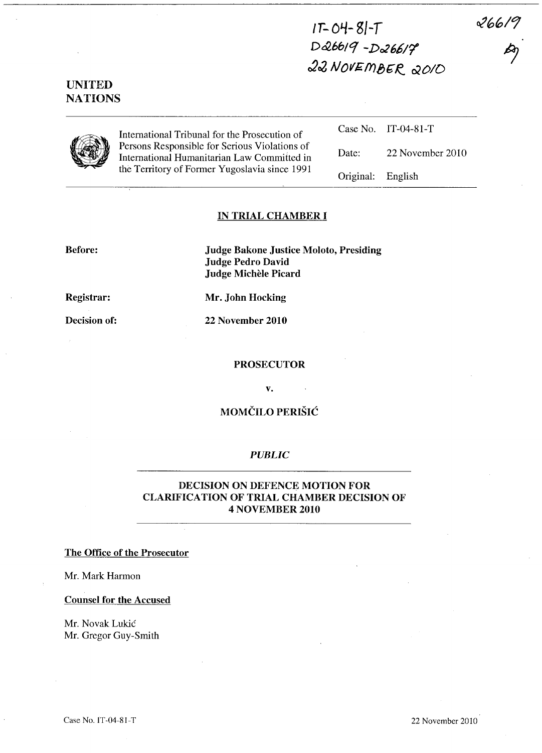IT-04-81-T
D26619 -D26617
22 NOVEMBER 2010

26619

**UNITED NATIONS**

International Tribunal for the Prosecution of Persons Responsible for Serious Violations of International Humanitarian Law Committed in the Territory of Former Yugoslavia since 1991

| | |
|---|---|
| Case No. | IT-04-81-T |
| Date: | 22 November 2010 |
| Original: | English |

## IN TRIAL CHAMBER I

**Before:** **Judge Bakone Justice Moloto, Presiding**
**Judge Pedro David**
**Judge Michèle Picard**

**Registrar:** **Mr. John Hocking**

**Decision of:** **22 November 2010**

**PROSECUTOR**

**v.**

**MOMČILO PERIŠIĆ**

***PUBLIC***

## DECISION ON DEFENCE MOTION FOR CLARIFICATION OF TRIAL CHAMBER DECISION OF 4 NOVEMBER 2010

**The Office of the Prosecutor**

Mr. Mark Harmon

**Counsel for the Accused**

Mr. Novak Lukić
Mr. Gregor Guy-Smith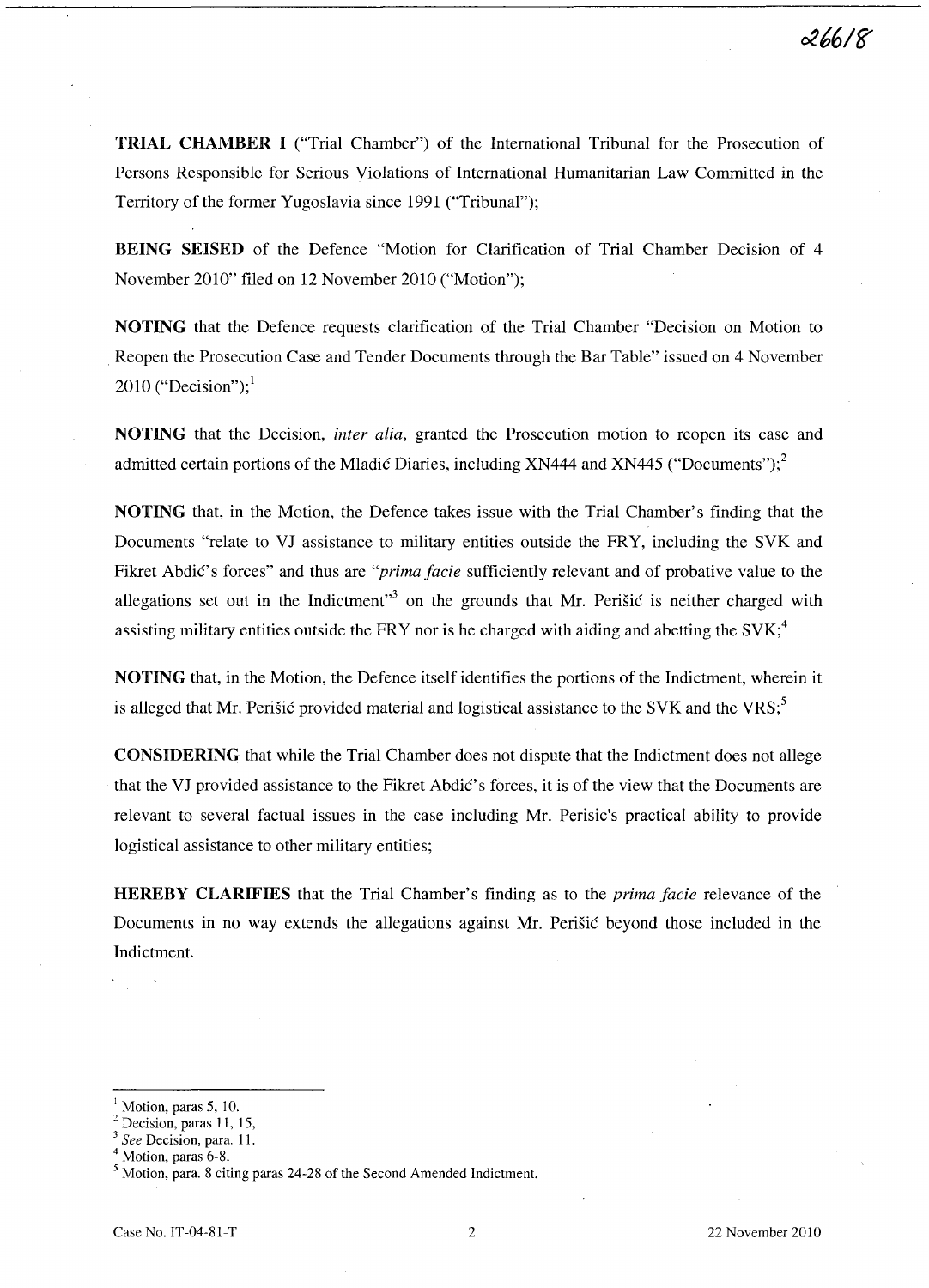**TRIAL CHAMBER I** ("Trial Chamber") of the International Tribunal for the Prosecution of Persons Responsible for Serious Violations of International Humanitarian Law Committed in the Territory of the former Yugoslavia since 1991 ("Tribunal");

**BEING SEISED** of the Defence "Motion for Clarification of Trial Chamber Decision of 4 November 2010" filed on 12 November 2010 ("Motion");

**NOTING** that the Defence requests clarification of the Trial Chamber "Decision on Motion to Reopen the Prosecution Case and Tender Documents through the Bar Table" issued on 4 November 2010 ("Decision");[1]

**NOTING** that the Decision, *inter alia*, granted the Prosecution motion to reopen its case and admitted certain portions of the Mladić Diaries, including XN444 and XN445 ("Documents");[2]

**NOTING** that, in the Motion, the Defence takes issue with the Trial Chamber's finding that the Documents "relate to VJ assistance to military entities outside the FRY, including the SVK and Fikret Abdić's forces" and thus are "*prima facie* sufficiently relevant and of probative value to the allegations set out in the Indictment"[3] on the grounds that Mr. Perišić is neither charged with assisting military entities outside the FRY nor is he charged with aiding and abetting the SVK;[4]

**NOTING** that, in the Motion, the Defence itself identifies the portions of the Indictment, wherein it is alleged that Mr. Perišić provided material and logistical assistance to the SVK and the VRS;[5]

**CONSIDERING** that while the Trial Chamber does not dispute that the Indictment does not allege that the VJ provided assistance to the Fikret Abdić's forces, it is of the view that the Documents are relevant to several factual issues in the case including Mr. Perisic's practical ability to provide logistical assistance to other military entities;

**HEREBY CLARIFIES** that the Trial Chamber's finding as to the *prima facie* relevance of the Documents in no way extends the allegations against Mr. Perišić beyond those included in the Indictment.

---

[1] Motion, paras 5, 10.

[2] Decision, paras 11, 15,

[3] *See* Decision, para. 11.

[4] Motion, paras 6-8.

[5] Motion, para. 8 citing paras 24-28 of the Second Amended Indictment.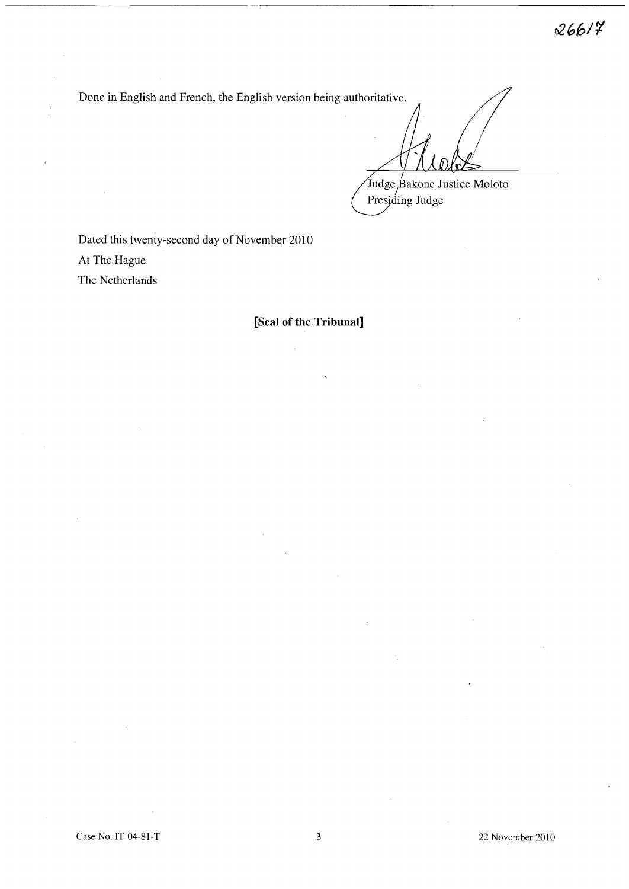Done in English and French, the English version being authoritative.

Judge Bakone Justice Moloto
Presiding Judge

Dated this twenty-second day of November 2010
At The Hague
The Netherlands

**[Seal of the Tribunal]**